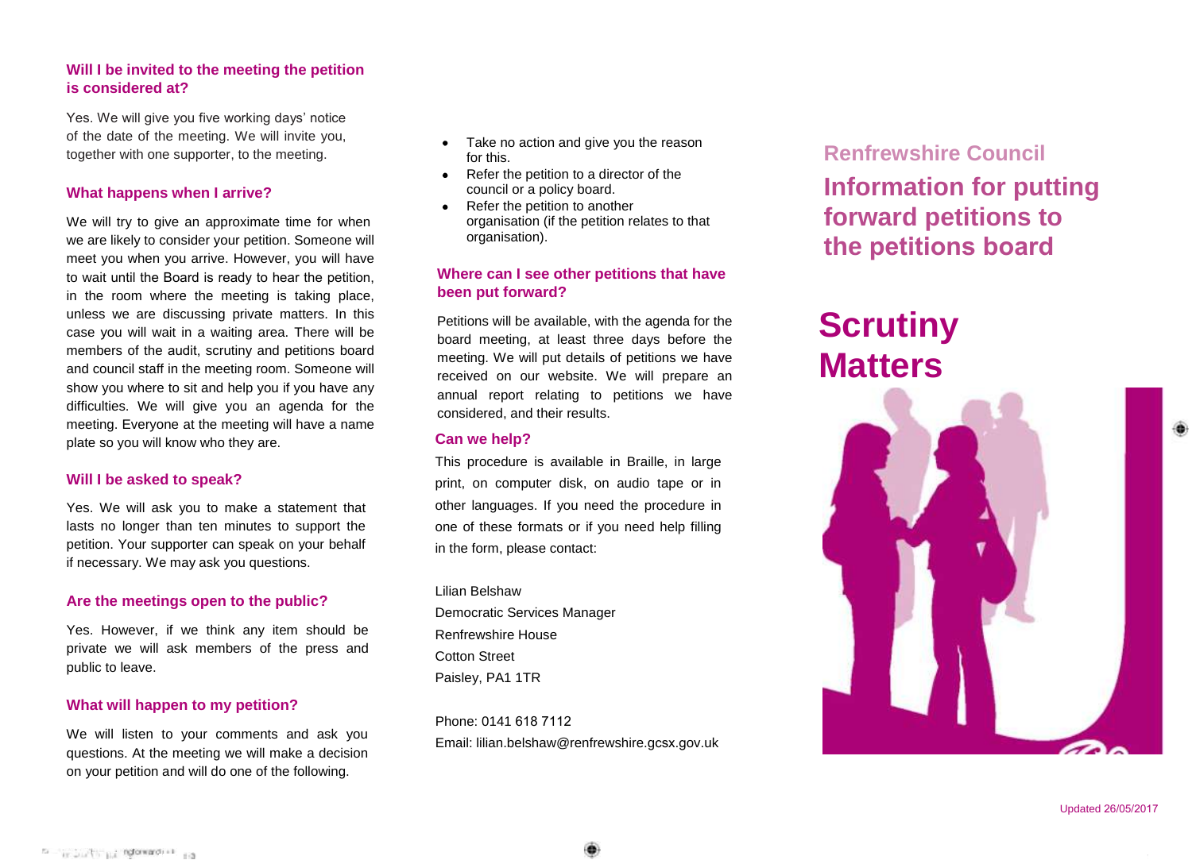### Will I be invited to the meeting the petition is considered at?

Yes. We will give you five working days' notice of the date of the meeting. We will invite you, together with one supporter, to the meeting.

### What happens when I arrive?

We will try to give an approximate time for when we are likely to consider your petition. Someone will meet you when you arrive. However, you will have to wait until the Board is ready to hear the petition, in the room where the meeting is taking place, unless we are discussing private matters. In this case you will wait in a waiting area. There will be members of the audit, scrutiny and petitions board and council staff in the meeting room. Someone will show you where to sit and help you if you have any difficulties. We will give you an agenda for the meeting. Everyone at the meeting will have a name plate so you will know who they are.

### Will I be asked to speak?

Yes. We will ask you to make a statement that lasts no longer than ten minutes to support the petition. Your supporter can speak on your behalf if necessary. We may ask you questions.

### Are the meetings open to the public?

Yes. However, if we think any item should be private we will ask members of the press and public to leave.

### What will happen to my petition?

We will listen to your comments and ask you questions. At the meeting we will make a decision on your petition and will do one of the following.

- Take no action and give you the reason for this.
- Refer the petition to a director of the council or a policy board.
- Refer the petition to another organisation (if the petition relates to that organisation).

### Where can I see other petitions that have been put forward?

Petitions will be available, with the agenda for the board meeting, at least three days before the meeting. We will put details of petitions we have received on our website. We will prepare an annual report relating to petitions we have considered, and their results.

### Can we help?

This procedure is available in Braille, in large print, on computer disk, on audio tape or in other languages. If you need the procedure in one of these formats or if you need help filling in the form, please contact:

Lilian Belshaw
Democratic Services Manager
Renfrewshire House
Cotton Street
Paisley, PA1 1TR

Phone: 0141 618 7112
Email: lilian.belshaw@renfrewshire.gcsx.gov.uk

## Renfrewshire Council

## Information for putting forward petitions to the petitions board

# Scrutiny Matters

Updated 26/05/2017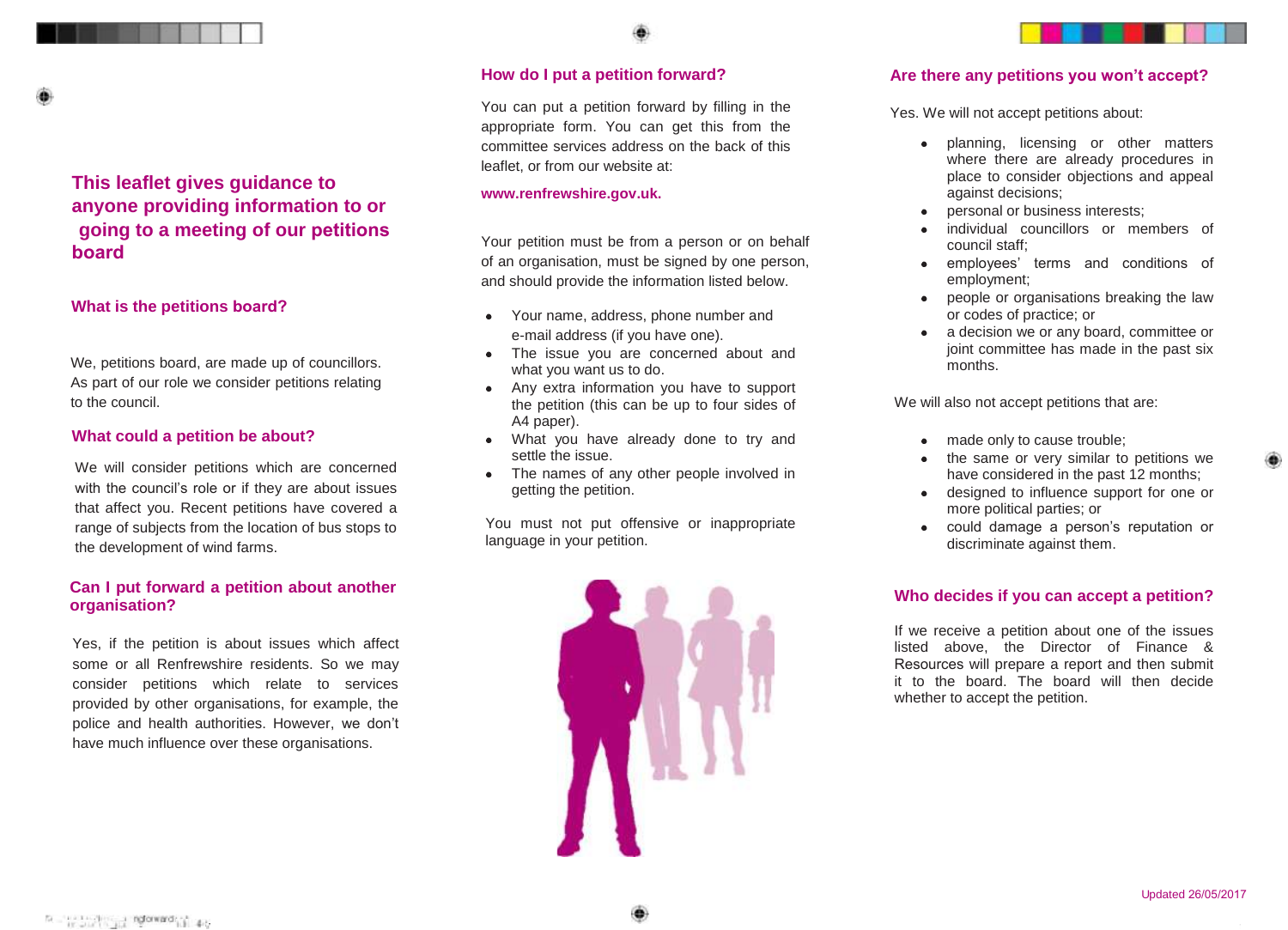## This leaflet gives guidance to anyone providing information to or going to a meeting of our petitions board

### What is the petitions board?

We, petitions board, are made up of councillors. As part of our role we consider petitions relating to the council.

### What could a petition be about?

We will consider petitions which are concerned with the council's role or if they are about issues that affect you. Recent petitions have covered a range of subjects from the location of bus stops to the development of wind farms.

### Can I put forward a petition about another organisation?

Yes, if the petition is about issues which affect some or all Renfrewshire residents. So we may consider petitions which relate to services provided by other organisations, for example, the police and health authorities. However, we don't have much influence over these organisations.

### How do I put a petition forward?

You can put a petition forward by filling in the appropriate form. You can get this from the committee services address on the back of this leaflet, or from our website at:

**www.renfrewshire.gov.uk.**

Your petition must be from a person or on behalf of an organisation, must be signed by one person, and should provide the information listed below.

- Your name, address, phone number and e-mail address (if you have one).
- The issue you are concerned about and what you want us to do.
- Any extra information you have to support the petition (this can be up to four sides of A4 paper).
- What you have already done to try and settle the issue.
- The names of any other people involved in getting the petition.

You must not put offensive or inappropriate language in your petition.

### Are there any petitions you won't accept?

Yes. We will not accept petitions about:

- planning, licensing or other matters where there are already procedures in place to consider objections and appeal against decisions;
- personal or business interests;
- individual councillors or members of council staff;
- employees' terms and conditions of employment;
- people or organisations breaking the law or codes of practice; or
- a decision we or any board, committee or joint committee has made in the past six months.

We will also not accept petitions that are:

- made only to cause trouble;
- the same or very similar to petitions we have considered in the past 12 months;
- designed to influence support for one or more political parties; or
- could damage a person's reputation or discriminate against them.

### Who decides if you can accept a petition?

If we receive a petition about one of the issues listed above, the Director of Finance & Resources will prepare a report and then submit it to the board. The board will then decide whether to accept the petition.

Updated 26/05/2017